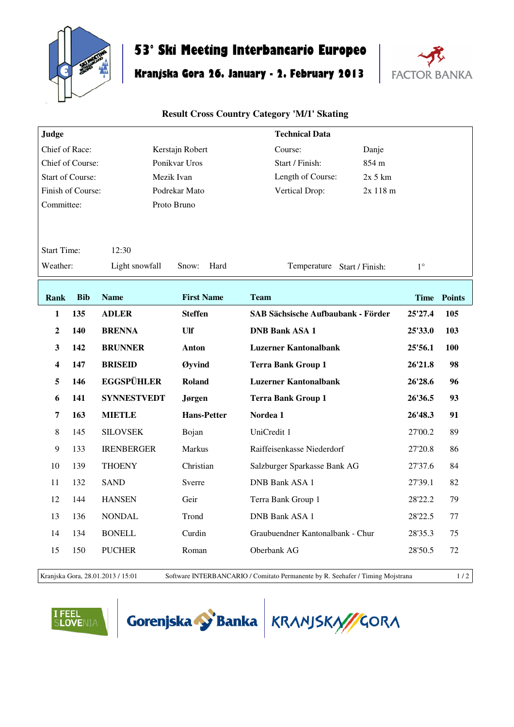# 53° Ski Meeting Interbancario Europeo

## Kranjska Gora 26. January - 2. February 2013

FACTOR BANKA

### Result Cross Country Category 'M/1' Skating

| Judge | | Technical Data | |
|---|---|---|---|
| Chief of Race: | Kerstajn Robert | Course: | Danje |
| Chief of Course: | Ponikvar Uros | Start / Finish: | 854 m |
| Start of Course: | Mezik Ivan | Length of Course: | 2x 5 km |
| Finish of Course: | Podrekar Mato | Vertical Drop: | 2x 118 m |
| Committee: | Proto Bruno | | |

Start Time: 12:30

Weather: Light snowfall   Snow: Hard   Temperature Start / Finish: 1°

| Rank | Bib | Name | First Name | Team | Time | Points |
|---|---|---|---|---|---|---|
| **1** | **135** | **ADLER** | **Steffen** | **SAB Sächsische Aufbaubank - Förder** | **25'27.4** | **105** |
| **2** | **140** | **BRENNA** | **Ulf** | **DNB Bank ASA 1** | **25'33.0** | **103** |
| **3** | **142** | **BRUNNER** | **Anton** | **Luzerner Kantonalbank** | **25'56.1** | **100** |
| **4** | **147** | **BRISEID** | **Øyvind** | **Terra Bank Group 1** | **26'21.8** | **98** |
| **5** | **146** | **EGGSPÜHLER** | **Roland** | **Luzerner Kantonalbank** | **26'28.6** | **96** |
| **6** | **141** | **SYNNESTVEDT** | **Jørgen** | **Terra Bank Group 1** | **26'36.5** | **93** |
| **7** | **163** | **MIETLE** | **Hans-Petter** | **Nordea 1** | **26'48.3** | **91** |
| 8 | 145 | SILOVSEK | Bojan | UniCredit 1 | 27'00.2 | 89 |
| 9 | 133 | IRENBERGER | Markus | Raiffeisenkasse Niederdorf | 27'20.8 | 86 |
| 10 | 139 | THOENY | Christian | Salzburger Sparkasse Bank AG | 27'37.6 | 84 |
| 11 | 132 | SAND | Sverre | DNB Bank ASA 1 | 27'39.1 | 82 |
| 12 | 144 | HANSEN | Geir | Terra Bank Group 1 | 28'22.2 | 79 |
| 13 | 136 | NONDAL | Trond | DNB Bank ASA 1 | 28'22.5 | 77 |
| 14 | 134 | BONELL | Curdin | Graubuendner Kantonalbank - Chur | 28'35.3 | 75 |
| 15 | 150 | PUCHER | Roman | Oberbank AG | 28'50.5 | 72 |

Kranjska Gora, 28.01.2013 / 15:01   Software INTERBANCARIO / Comitato Permanente by R. Seehafer / Timing Mojstrana

I FEEL SLOVENIA   Gorenjska Banka   KRANJSKA GORA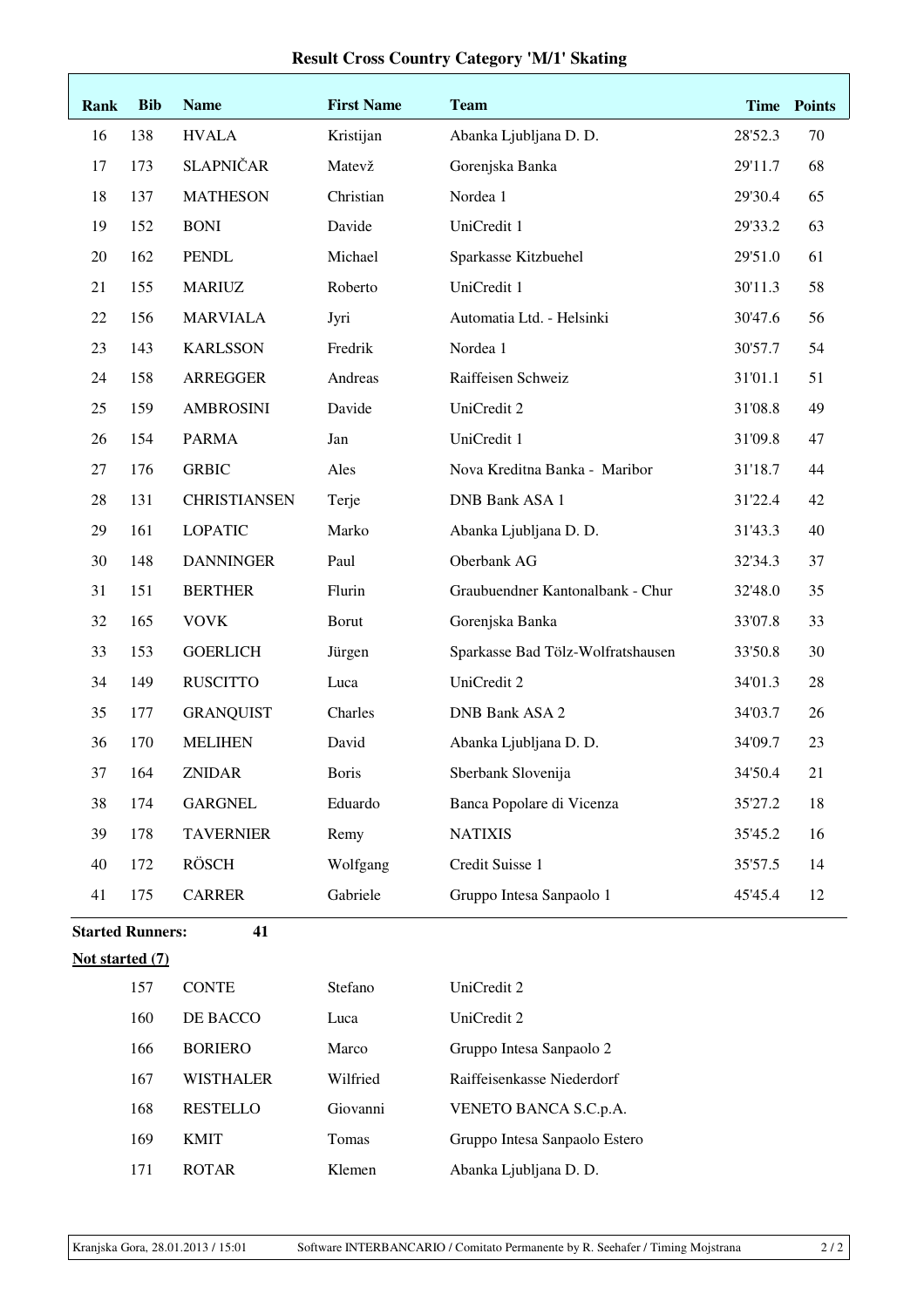# Result Cross Country Category 'M/1' Skating

| Rank | Bib | Name | First Name | Team | Time | Points |
|---|---|---|---|---|---|---|
| 16 | 138 | HVALA | Kristijan | Abanka Ljubljana D. D. | 28'52.3 | 70 |
| 17 | 173 | SLAPNIČAR | Matevž | Gorenjska Banka | 29'11.7 | 68 |
| 18 | 137 | MATHESON | Christian | Nordea 1 | 29'30.4 | 65 |
| 19 | 152 | BONI | Davide | UniCredit 1 | 29'33.2 | 63 |
| 20 | 162 | PENDL | Michael | Sparkasse Kitzbuehel | 29'51.0 | 61 |
| 21 | 155 | MARIUZ | Roberto | UniCredit 1 | 30'11.3 | 58 |
| 22 | 156 | MARVIALA | Jyri | Automatia Ltd. - Helsinki | 30'47.6 | 56 |
| 23 | 143 | KARLSSON | Fredrik | Nordea 1 | 30'57.7 | 54 |
| 24 | 158 | ARREGGER | Andreas | Raiffeisen Schweiz | 31'01.1 | 51 |
| 25 | 159 | AMBROSINI | Davide | UniCredit 2 | 31'08.8 | 49 |
| 26 | 154 | PARMA | Jan | UniCredit 1 | 31'09.8 | 47 |
| 27 | 176 | GRBIC | Ales | Nova Kreditna Banka - Maribor | 31'18.7 | 44 |
| 28 | 131 | CHRISTIANSEN | Terje | DNB Bank ASA 1 | 31'22.4 | 42 |
| 29 | 161 | LOPATIC | Marko | Abanka Ljubljana D. D. | 31'43.3 | 40 |
| 30 | 148 | DANNINGER | Paul | Oberbank AG | 32'34.3 | 37 |
| 31 | 151 | BERTHER | Flurin | Graubuendner Kantonalbank - Chur | 32'48.0 | 35 |
| 32 | 165 | VOVK | Borut | Gorenjska Banka | 33'07.8 | 33 |
| 33 | 153 | GOERLICH | Jürgen | Sparkasse Bad Tölz-Wolfratshausen | 33'50.8 | 30 |
| 34 | 149 | RUSCITTO | Luca | UniCredit 2 | 34'01.3 | 28 |
| 35 | 177 | GRANQUIST | Charles | DNB Bank ASA 2 | 34'03.7 | 26 |
| 36 | 170 | MELIHEN | David | Abanka Ljubljana D. D. | 34'09.7 | 23 |
| 37 | 164 | ZNIDAR | Boris | Sberbank Slovenija | 34'50.4 | 21 |
| 38 | 174 | GARGNEL | Eduardo | Banca Popolare di Vicenza | 35'27.2 | 18 |
| 39 | 178 | TAVERNIER | Remy | NATIXIS | 35'45.2 | 16 |
| 40 | 172 | RÖSCH | Wolfgang | Credit Suisse 1 | 35'57.5 | 14 |
| 41 | 175 | CARRER | Gabriele | Gruppo Intesa Sanpaolo 1 | 45'45.4 | 12 |

**Started Runners:** **41**

**Not started (7)**

| Bib | Name | First Name | Team |
|---|---|---|---|
| 157 | CONTE | Stefano | UniCredit 2 |
| 160 | DE BACCO | Luca | UniCredit 2 |
| 166 | BORIERO | Marco | Gruppo Intesa Sanpaolo 2 |
| 167 | WISTHALER | Wilfried | Raiffeisenkasse Niederdorf |
| 168 | RESTELLO | Giovanni | VENETO BANCA S.C.p.A. |
| 169 | KMIT | Tomas | Gruppo Intesa Sanpaolo Estero |
| 171 | ROTAR | Klemen | Abanka Ljubljana D. D. |

Kranjska Gora, 28.01.2013 / 15:01 Software INTERBANCARIO / Comitato Permanente by R. Seehafer / Timing Mojstrana